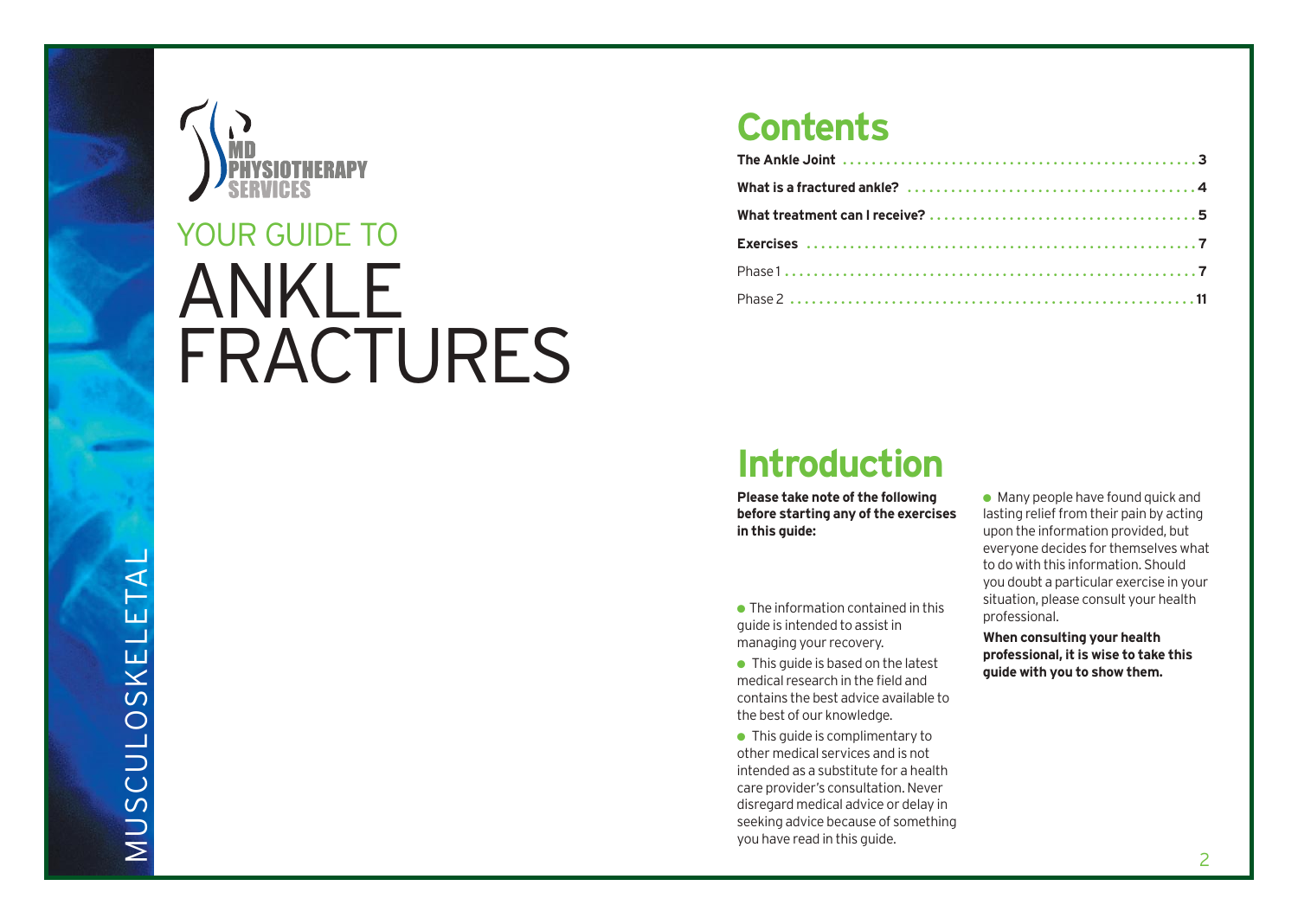MD PHYSIOTHERAPY SERVICES

# YOUR GUIDE TO ANKLE FRACTURES

MUSCULOSKELETAL

## Contents

| | |
|---|---|
| **The Ankle Joint** | **3** |
| **What is a fractured ankle?** | **4** |
| **What treatment can I receive?** | **5** |
| **Exercises** | **7** |
| Phase 1 | **7** |
| Phase 2 | **11** |

## Introduction

**Please take note of the following before starting any of the exercises in this guide:**

- The information contained in this guide is intended to assist in managing your recovery.
- This guide is based on the latest medical research in the field and contains the best advice available to the best of our knowledge.
- This guide is complimentary to other medical services and is not intended as a substitute for a health care provider's consultation. Never disregard medical advice or delay in seeking advice because of something you have read in this guide.
- Many people have found quick and lasting relief from their pain by acting upon the information provided, but everyone decides for themselves what to do with this information. Should you doubt a particular exercise in your situation, please consult your health professional.

**When consulting your health professional, it is wise to take this guide with you to show them.**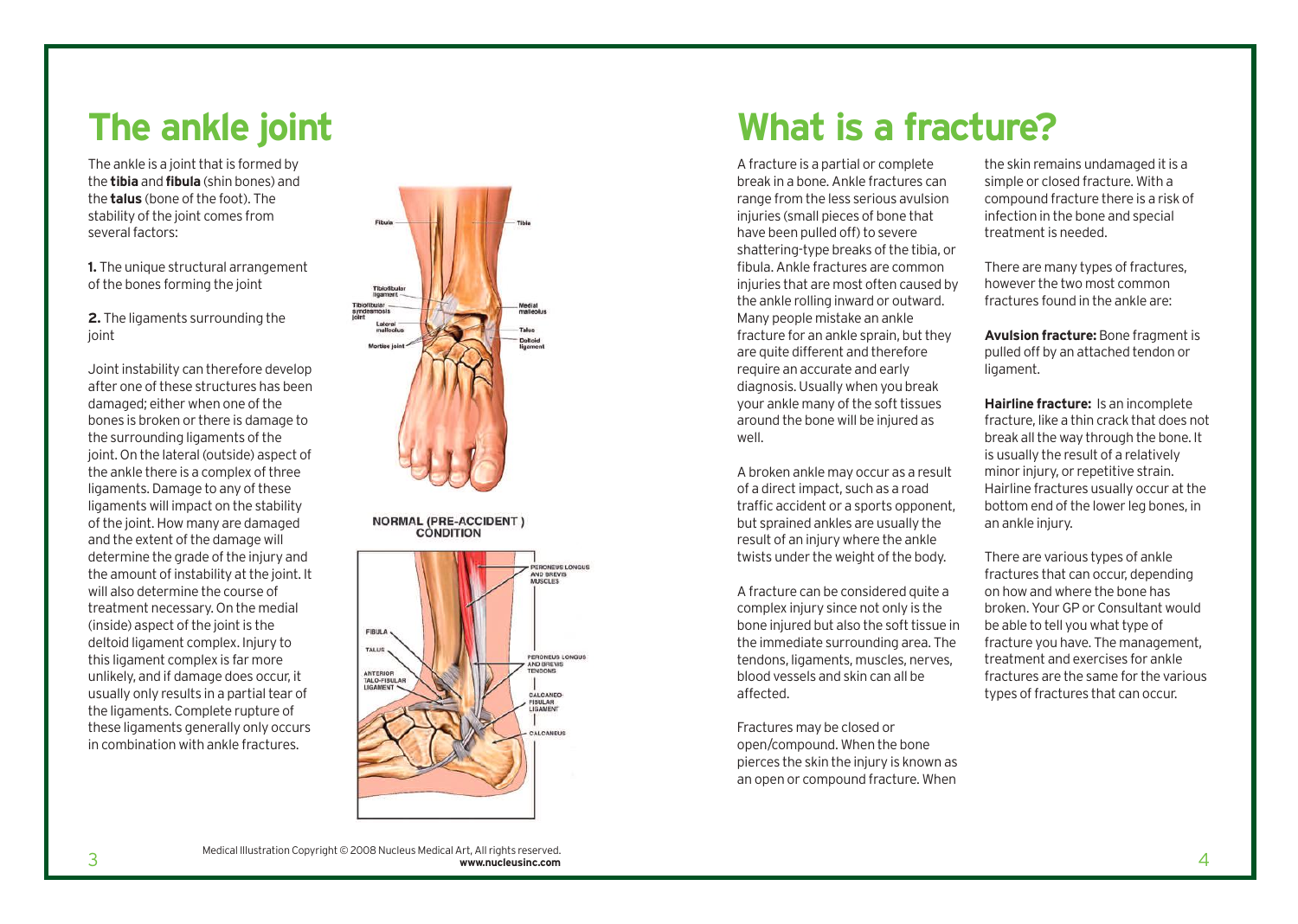# The ankle joint

The ankle is a joint that is formed by the **tibia** and **fibula** (shin bones) and the **talus** (bone of the foot). The stability of the joint comes from several factors:

**1.** The unique structural arrangement of the bones forming the joint

**2.** The ligaments surrounding the joint

Joint instability can therefore develop after one of these structures has been damaged; either when one of the bones is broken or there is damage to the surrounding ligaments of the joint. On the lateral (outside) aspect of the ankle there is a complex of three ligaments. Damage to any of these ligaments will impact on the stability of the joint. How many are damaged and the extent of the damage will determine the grade of the injury and the amount of instability at the joint. It will also determine the course of treatment necessary. On the medial (inside) aspect of the joint is the deltoid ligament complex. Injury to this ligament complex is far more unlikely, and if damage does occur, it usually only results in a partial tear of the ligaments. Complete rupture of these ligaments generally only occurs in combination with ankle fractures.

NORMAL (PRE-ACCIDENT) CONDITION

Medical Illustration Copyright © 2008 Nucleus Medical Art, All rights reserved. **www.nucleusinc.com**

# What is a fracture?

A fracture is a partial or complete break in a bone. Ankle fractures can range from the less serious avulsion injuries (small pieces of bone that have been pulled off) to severe shattering-type breaks of the tibia, or fibula. Ankle fractures are common injuries that are most often caused by the ankle rolling inward or outward. Many people mistake an ankle fracture for an ankle sprain, but they are quite different and therefore require an accurate and early diagnosis. Usually when you break your ankle many of the soft tissues around the bone will be injured as well.

A broken ankle may occur as a result of a direct impact, such as a road traffic accident or a sports opponent, but sprained ankles are usually the result of an injury where the ankle twists under the weight of the body.

A fracture can be considered quite a complex injury since not only is the bone injured but also the soft tissue in the immediate surrounding area. The tendons, ligaments, muscles, nerves, blood vessels and skin can all be affected.

Fractures may be closed or open/compound. When the bone pierces the skin the injury is known as an open or compound fracture. When the skin remains undamaged it is a simple or closed fracture. With a compound fracture there is a risk of infection in the bone and special treatment is needed.

There are many types of fractures, however the two most common fractures found in the ankle are:

**Avulsion fracture:** Bone fragment is pulled off by an attached tendon or ligament.

**Hairline fracture:** Is an incomplete fracture, like a thin crack that does not break all the way through the bone. It is usually the result of a relatively minor injury, or repetitive strain. Hairline fractures usually occur at the bottom end of the lower leg bones, in an ankle injury.

There are various types of ankle fractures that can occur, depending on how and where the bone has broken. Your GP or Consultant would be able to tell you what type of fracture you have. The management, treatment and exercises for ankle fractures are the same for the various types of fractures that can occur.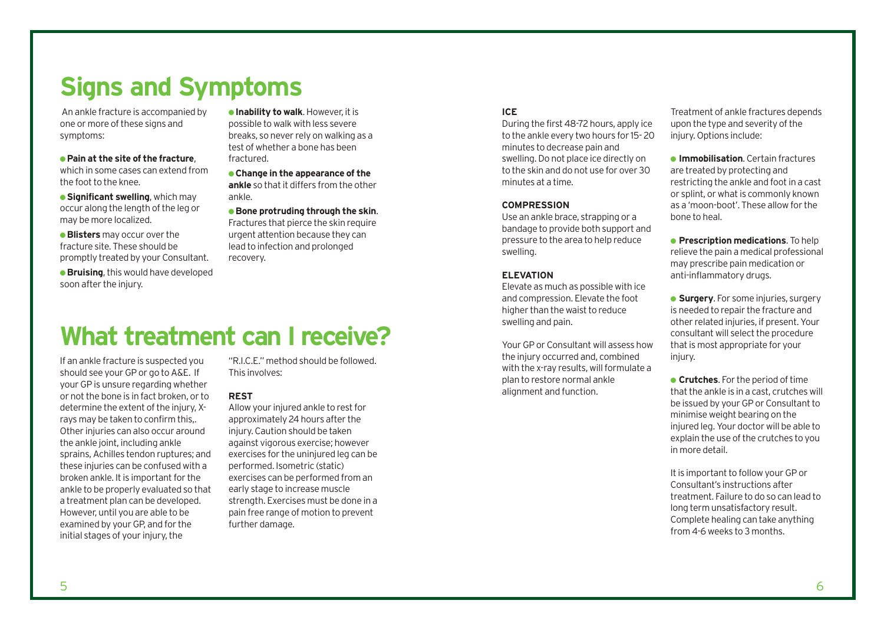## Signs and Symptoms

An ankle fracture is accompanied by one or more of these signs and symptoms:

- **Pain at the site of the fracture**, which in some cases can extend from the foot to the knee.
- **Significant swelling**, which may occur along the length of the leg or may be more localized.
- **Blisters** may occur over the fracture site. These should be promptly treated by your Consultant.
- **Bruising**, this would have developed soon after the injury.
- **Inability to walk**. However, it is possible to walk with less severe breaks, so never rely on walking as a test of whether a bone has been fractured.
- **Change in the appearance of the ankle** so that it differs from the other ankle.
- **Bone protruding through the skin**. Fractures that pierce the skin require urgent attention because they can lead to infection and prolonged recovery.

## What treatment can I receive?

If an ankle fracture is suspected you should see your GP or go to A&E. If your GP is unsure regarding whether or not the bone is in fact broken, or to determine the extent of the injury, X-rays may be taken to confirm this,. Other injuries can also occur around the ankle joint, including ankle sprains, Achilles tendon ruptures; and these injuries can be confused with a broken ankle. It is important for the ankle to be properly evaluated so that a treatment plan can be developed. However, until you are able to be examined by your GP, and for the initial stages of your injury, the "R.I.C.E." method should be followed. This involves:

**REST**

Allow your injured ankle to rest for approximately 24 hours after the injury. Caution should be taken against vigorous exercise; however exercises for the uninjured leg can be performed. Isometric (static) exercises can be performed from an early stage to increase muscle strength. Exercises must be done in a pain free range of motion to prevent further damage.

**ICE**

During the first 48-72 hours, apply ice to the ankle every two hours for 15- 20 minutes to decrease pain and swelling. Do not place ice directly on to the skin and do not use for over 30 minutes at a time.

**COMPRESSION**

Use an ankle brace, strapping or a bandage to provide both support and pressure to the area to help reduce swelling.

**ELEVATION**

Elevate as much as possible with ice and compression. Elevate the foot higher than the waist to reduce swelling and pain.

Your GP or Consultant will assess how the injury occurred and, combined with the x-ray results, will formulate a plan to restore normal ankle alignment and function.

Treatment of ankle fractures depends upon the type and severity of the injury. Options include:

- **Immobilisation**. Certain fractures are treated by protecting and restricting the ankle and foot in a cast or splint, or what is commonly known as a 'moon-boot'. These allow for the bone to heal.
- **Prescription medications**. To help relieve the pain a medical professional may prescribe pain medication or anti-inflammatory drugs.
- **Surgery**. For some injuries, surgery is needed to repair the fracture and other related injuries, if present. Your consultant will select the procedure that is most appropriate for your injury.
- **Crutches**. For the period of time that the ankle is in a cast, crutches will be issued by your GP or Consultant to minimise weight bearing on the injured leg. Your doctor will be able to explain the use of the crutches to you in more detail.

It is important to follow your GP or Consultant's instructions after treatment. Failure to do so can lead to long term unsatisfactory result. Complete healing can take anything from 4-6 weeks to 3 months.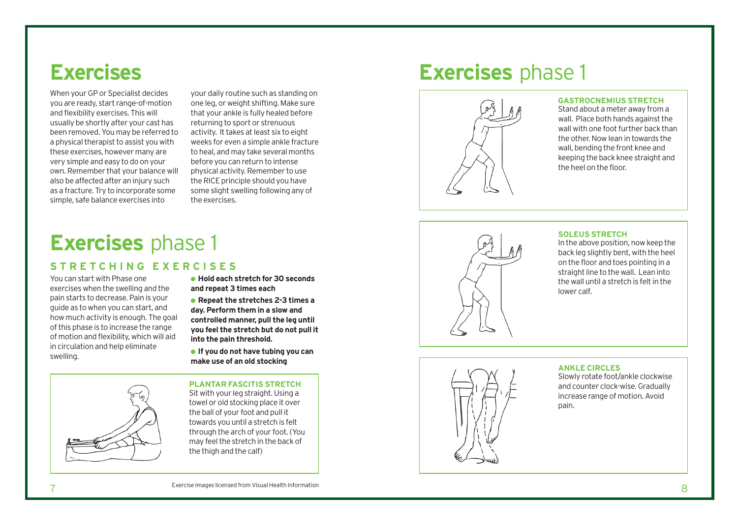# Exercises

When your GP or Specialist decides you are ready, start range-of-motion and flexibility exercises. This will usually be shortly after your cast has been removed. You may be referred to a physical therapist to assist you with these exercises, however many are very simple and easy to do on your own. Remember that your balance will also be affected after an injury such as a fracture. Try to incorporate some simple, safe balance exercises into your daily routine such as standing on one leg, or weight shifting. Make sure that your ankle is fully healed before returning to sport or strenuous activity. It takes at least six to eight weeks for even a simple ankle fracture to heal, and may take several months before you can return to intense physical activity. Remember to use the RICE principle should you have some slight swelling following any of the exercises.

# Exercises phase 1

## STRETCHING EXERCISES

You can start with Phase one exercises when the swelling and the pain starts to decrease. Pain is your guide as to when you can start, and how much activity is enough. The goal of this phase is to increase the range of motion and flexibility, which will aid in circulation and help eliminate swelling.

- **Hold each stretch for 30 seconds and repeat 3 times each**
- **Repeat the stretches 2-3 times a day. Perform them in a slow and controlled manner, pull the leg until you feel the stretch but do not pull it into the pain threshold.**
- **If you do not have tubing you can make use of an old stocking**

### PLANTAR FASCITIS STRETCH

Sit with your leg straight. Using a towel or old stocking place it over the ball of your foot and pull it towards you until a stretch is felt through the arch of your foot. (You may feel the stretch in the back of the thigh and the calf)

Exercise images licensed from Visual Health Information

# Exercises phase 1

### GASTROCNEMIUS STRETCH

Stand about a meter away from a wall. Place both hands against the wall with one foot further back than the other. Now lean in towards the wall, bending the front knee and keeping the back knee straight and the heel on the floor.

### SOLEUS STRETCH

In the above position, now keep the back leg slightly bent, with the heel on the floor and toes pointing in a straight line to the wall. Lean into the wall until a stretch is felt in the lower calf.

### ANKLE CIRCLES

Slowly rotate foot/ankle clockwise and counter clock-wise. Gradually increase range of motion. Avoid pain.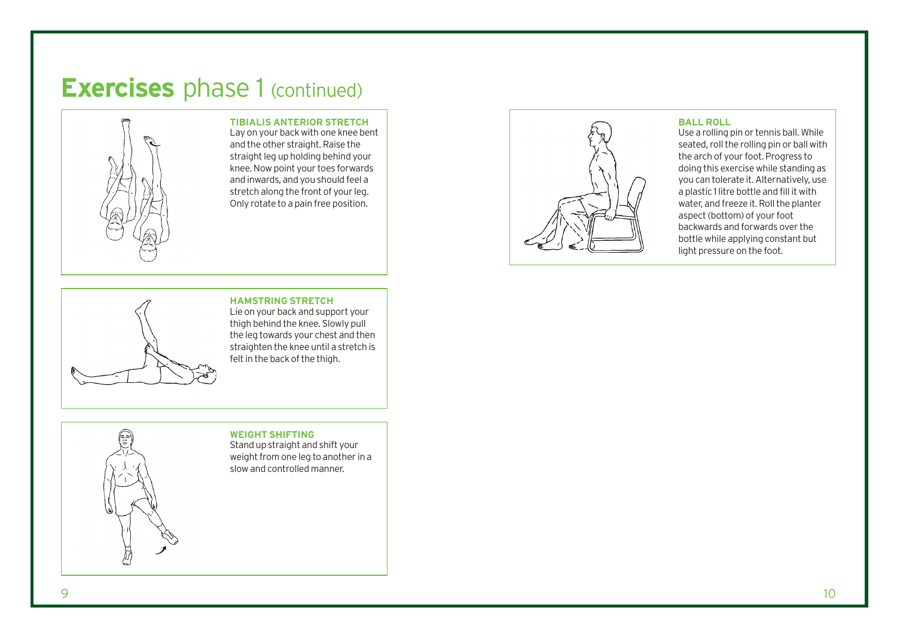# **Exercises** phase 1 (continued)

**TIBIALIS ANTERIOR STRETCH**

Lay on your back with one knee bent and the other straight. Raise the straight leg up holding behind your knee. Now point your toes forwards and inwards, and you should feel a stretch along the front of your leg. Only rotate to a pain free position.

**HAMSTRING STRETCH**

Lie on your back and support your thigh behind the knee. Slowly pull the leg towards your chest and then straighten the knee until a stretch is felt in the back of the thigh.

**WEIGHT SHIFTING**

Stand up straight and shift your weight from one leg to another in a slow and controlled manner.

**BALL ROLL**

Use a rolling pin or tennis ball. While seated, roll the rolling pin or ball with the arch of your foot. Progress to doing this exercise while standing as you can tolerate it. Alternatively, use a plastic 1 litre bottle and fill it with water, and freeze it. Roll the planter aspect (bottom) of your foot backwards and forwards over the bottle while applying constant but light pressure on the foot.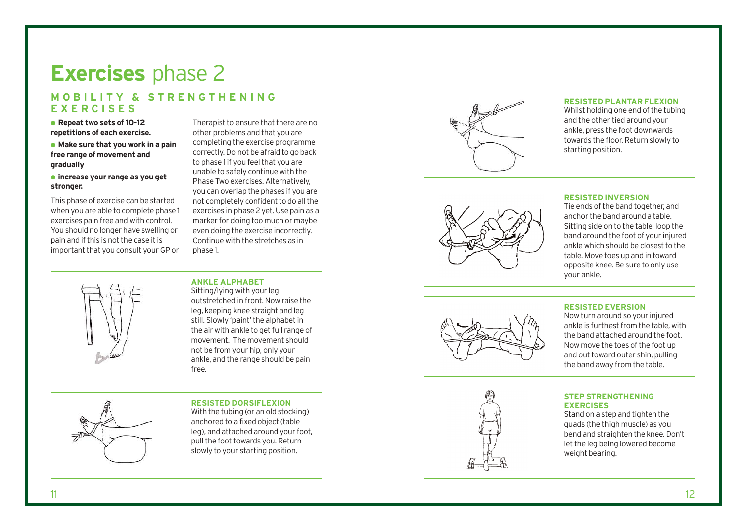# **Exercises** phase 2

## MOBILITY & STRENGTHENING EXERCISES

- **Repeat two sets of 10-12 repetitions of each exercise.**
- **Make sure that you work in a pain free range of movement and gradually**
- **increase your range as you get stronger.**

This phase of exercise can be started when you are able to complete phase 1 exercises pain free and with control. You should no longer have swelling or pain and if this is not the case it is important that you consult your GP or Therapist to ensure that there are no other problems and that you are completing the exercise programme correctly. Do not be afraid to go back to phase 1 if you feel that you are unable to safely continue with the Phase Two exercises. Alternatively, you can overlap the phases if you are not completely confident to do all the exercises in phase 2 yet. Use pain as a marker for doing too much or maybe even doing the exercise incorrectly. Continue with the stretches as in phase 1.

### ANKLE ALPHABET

Sitting/lying with your leg outstretched in front. Now raise the leg, keeping knee straight and leg still. Slowly 'paint' the alphabet in the air with ankle to get full range of movement. The movement should not be from your hip, only your ankle, and the range should be pain free.

### RESISTED DORSIFLEXION

With the tubing (or an old stocking) anchored to a fixed object (table leg), and attached around your foot, pull the foot towards you. Return slowly to your starting position.

### RESISTED PLANTAR FLEXION

Whilst holding one end of the tubing and the other tied around your ankle, press the foot downwards towards the floor. Return slowly to starting position.

### RESISTED INVERSION

Tie ends of the band together, and anchor the band around a table. Sitting side on to the table, loop the band around the foot of your injured ankle which should be closest to the table. Move toes up and in toward opposite knee. Be sure to only use your ankle.

### RESISTED EVERSION

Now turn around so your injured ankle is furthest from the table, with the band attached around the foot. Now move the toes of the foot up and out toward outer shin, pulling the band away from the table.

### STEP STRENGTHENING EXERCISES

Stand on a step and tighten the quads (the thigh muscle) as you bend and straighten the knee. Don't let the leg being lowered become weight bearing.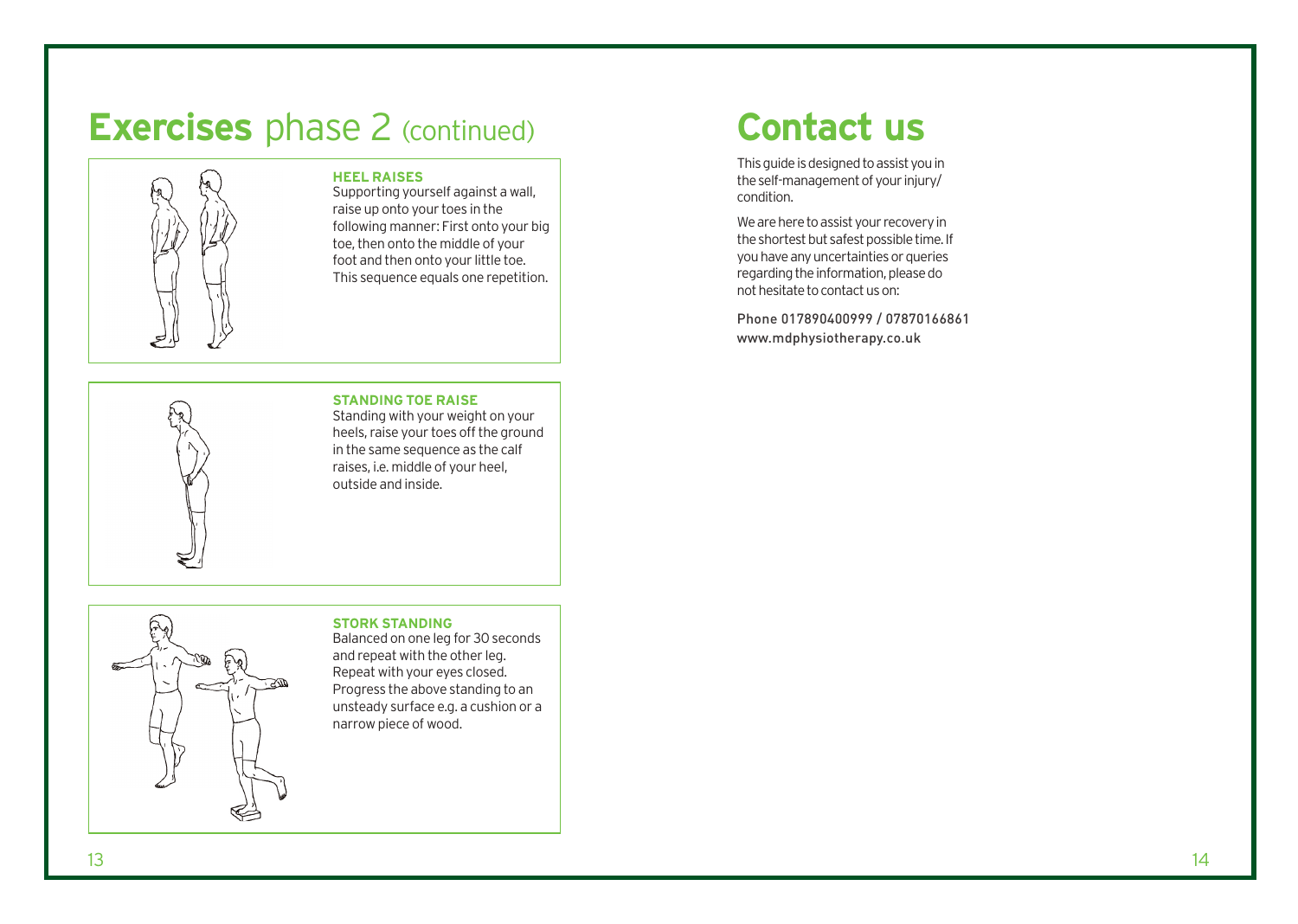# **Exercises** phase 2 (continued)

**HEEL RAISES**

Supporting yourself against a wall, raise up onto your toes in the following manner: First onto your big toe, then onto the middle of your foot and then onto your little toe. This sequence equals one repetition.

**STANDING TOE RAISE**

Standing with your weight on your heels, raise your toes off the ground in the same sequence as the calf raises, i.e. middle of your heel, outside and inside.

**STORK STANDING**

Balanced on one leg for 30 seconds and repeat with the other leg. Repeat with your eyes closed. Progress the above standing to an unsteady surface e.g. a cushion or a narrow piece of wood.

# **Contact us**

This guide is designed to assist you in the self-management of your injury/condition.

We are here to assist your recovery in the shortest but safest possible time. If you have any uncertainties or queries regarding the information, please do not hesitate to contact us on:

Phone 017890400999 / 07870166861
www.mdphysiotherapy.co.uk